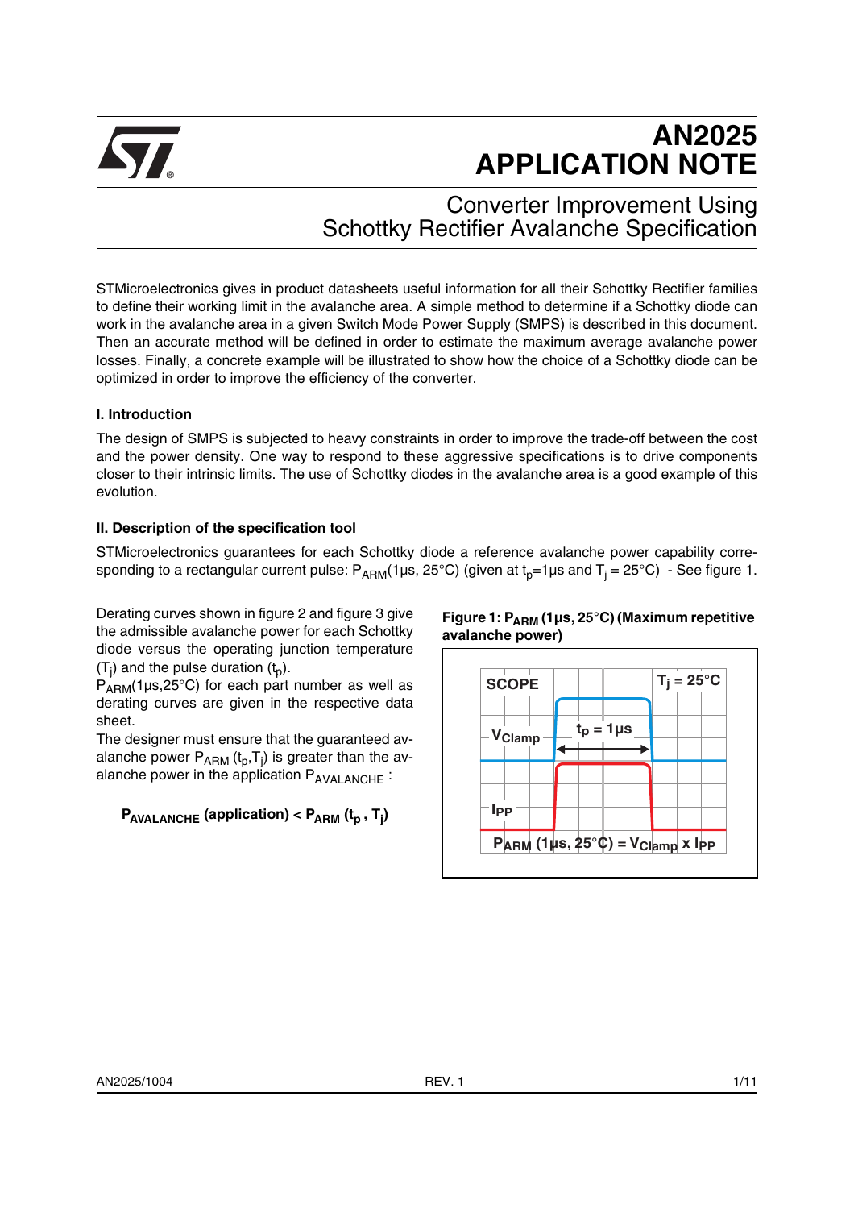# AN2025 APPLICATION NOTE

## Converter Improvement Using Schottky Rectifier Avalanche Specification

STMicroelectronics gives in product datasheets useful information for all their Schottky Rectifier families to define their working limit in the avalanche area. A simple method to determine if a Schottky diode can work in the avalanche area in a given Switch Mode Power Supply (SMPS) is described in this document. Then an accurate method will be defined in order to estimate the maximum average avalanche power losses. Finally, a concrete example will be illustrated to show how the choice of a Schottky diode can be optimized in order to improve the efficiency of the converter.

### I. Introduction

The design of SMPS is subjected to heavy constraints in order to improve the trade-off between the cost and the power density. One way to respond to these aggressive specifications is to drive components closer to their intrinsic limits. The use of Schottky diodes in the avalanche area is a good example of this evolution.

### II. Description of the specification tool

STMicroelectronics guarantees for each Schottky diode a reference avalanche power capability corresponding to a rectangular current pulse: $P_{ARM}$(1µs, 25°C) (given at $t_p$=1µs and $T_j$ = 25°C) - See figure 1.

Derating curves shown in figure 2 and figure 3 give the admissible avalanche power for each Schottky diode versus the operating junction temperature ($T_j$) and the pulse duration ($t_p$).

$P_{ARM}$(1µs,25°C) for each part number as well as derating curves are given in the respective data sheet.

The designer must ensure that the guaranteed avalanche power $P_{ARM}$ ($t_p$,$T_j$) is greater than the avalanche power in the application $P_{AVALANCHE}$ :

$$P_{AVALANCHE}\text{ (application)} < P_{ARM}(t_p, T_j)$$

**Figure 1: $P_{ARM}$ (1µs, 25°C) (Maximum repetitive avalanche power)**

SCOPE — $T_j$ = 25°C — $V_{Clamp}$ — $t_p$ = 1µs — $I_{PP}$

$P_{ARM}$ (1µs, 25°C) = $V_{Clamp}$ x $I_{PP}$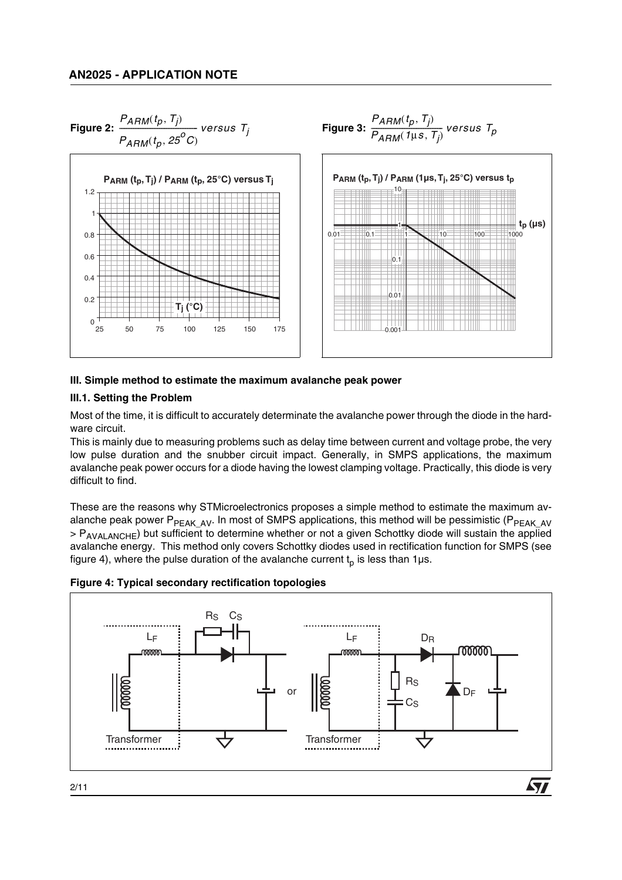**Figure 2:** $\frac{P_{ARM}(t_p, T_j)}{P_{ARM}(t_p, 25^oC)}$ *versus* $T_j$

**Figure 3:** $\frac{P_{ARM}(t_p, T_j)}{P_{ARM}(1\mu s, T_j)}$ *versus* $T_p$

### III. Simple method to estimate the maximum avalanche peak power

#### III.1. Setting the Problem

Most of the time, it is difficult to accurately determinate the avalanche power through the diode in the hardware circuit.

This is mainly due to measuring problems such as delay time between current and voltage probe, the very low pulse duration and the snubber circuit impact. Generally, in SMPS applications, the maximum avalanche peak power occurs for a diode having the lowest clamping voltage. Practically, this diode is very difficult to find.

These are the reasons why STMicroelectronics proposes a simple method to estimate the maximum avalanche peak power $P_{PEAK\_AV}$. In most of SMPS applications, this method will be pessimistic ($P_{PEAK\_AV} > P_{AVALANCHE}$) but sufficient to determine whether or not a given Schottky diode will sustain the applied avalanche energy. This method only covers Schottky diodes used in rectification function for SMPS (see figure 4), where the pulse duration of the avalanche current $t_p$ is less than 1µs.

**Figure 4: Typical secondary rectification topologies**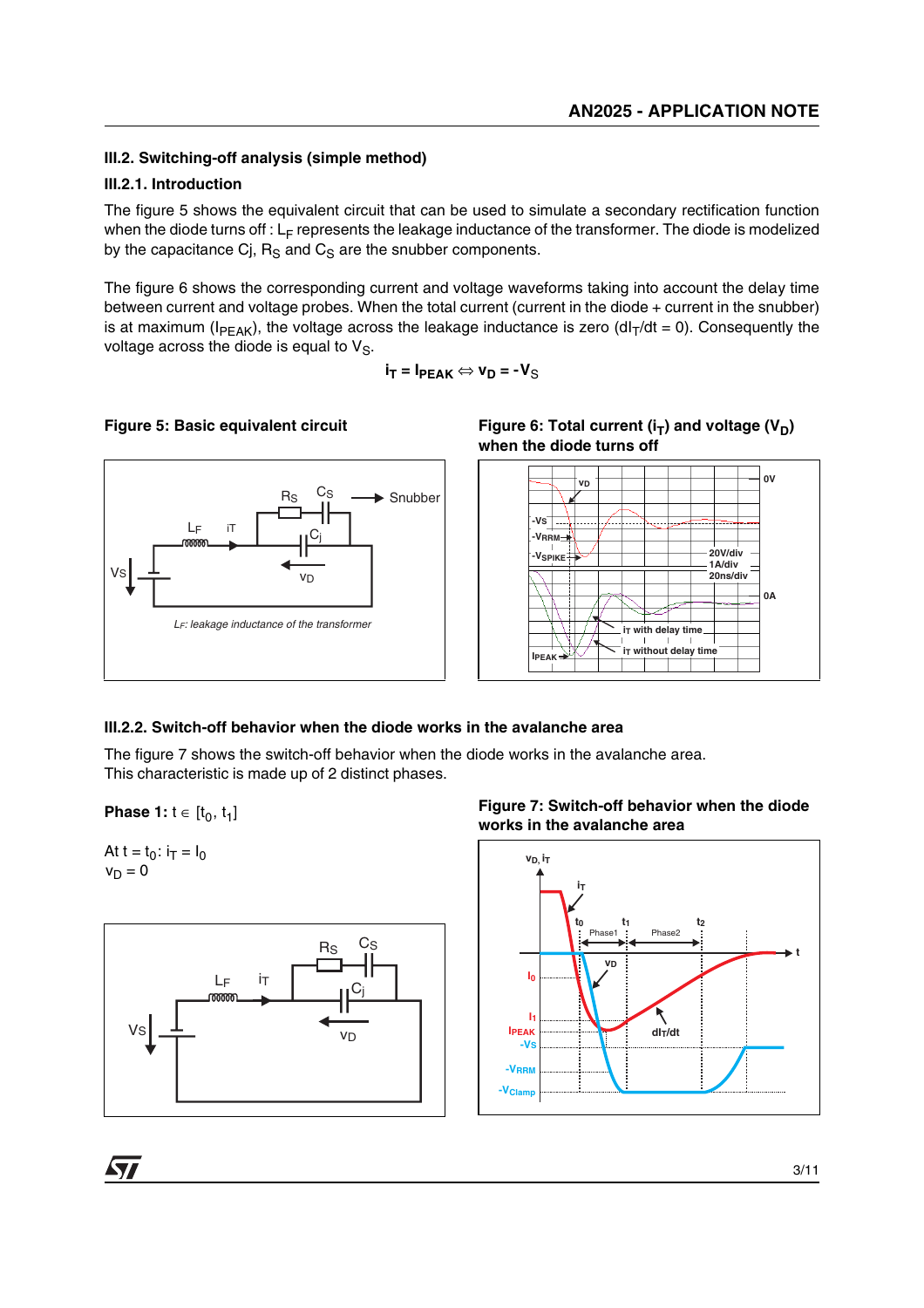### III.2. Switching-off analysis (simple method)

#### III.2.1. Introduction

The figure 5 shows the equivalent circuit that can be used to simulate a secondary rectification function when the diode turns off : $L_F$ represents the leakage inductance of the transformer. The diode is modelized by the capacitance Cj, $R_S$ and $C_S$ are the snubber components.

The figure 6 shows the corresponding current and voltage waveforms taking into account the delay time between current and voltage probes. When the total current (current in the diode + current in the snubber) is at maximum ($I_{PEAK}$), the voltage across the leakage inductance is zero ($dI_T/dt = 0$). Consequently the voltage across the diode is equal to $V_S$.

$$i_T = I_{PEAK} \Leftrightarrow v_D = -V_S$$

**Figure 5: Basic equivalent circuit**

**Figure 6: Total current ($i_T$) and voltage ($V_D$) when the diode turns off**

#### III.2.2. Switch-off behavior when the diode works in the avalanche area

The figure 7 shows the switch-off behavior when the diode works in the avalanche area.
This characteristic is made up of 2 distinct phases.

**Phase 1:** $t \in [t_0, t_1]$

At $t = t_0$: $i_T = I_0$
$v_D = 0$

**Figure 7: Switch-off behavior when the diode works in the avalanche area**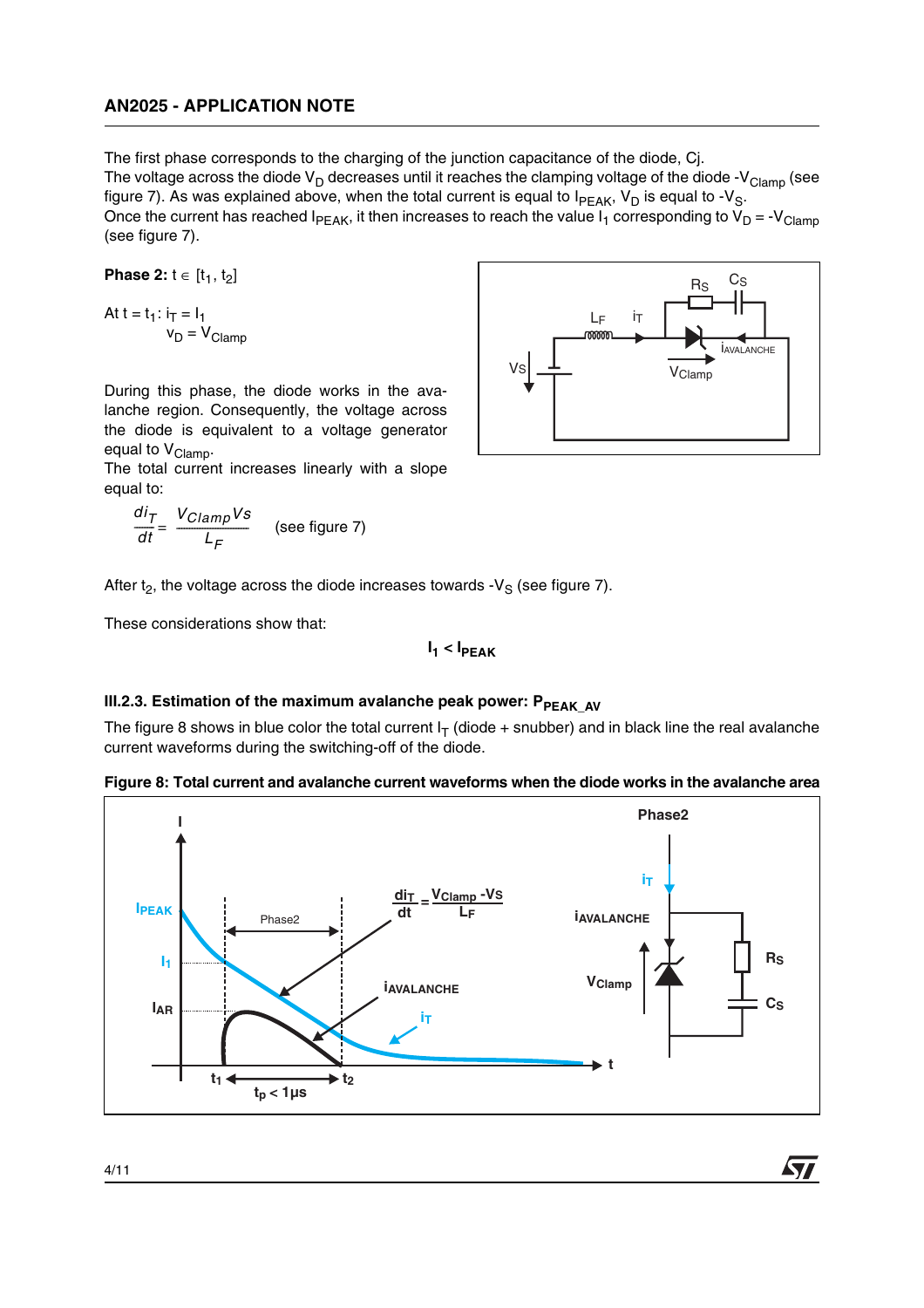The first phase corresponds to the charging of the junction capacitance of the diode, Cj.
The voltage across the diode $V_D$ decreases until it reaches the clamping voltage of the diode $-V_{Clamp}$ (see figure 7). As was explained above, when the total current is equal to $I_{PEAK}$, $V_D$ is equal to $-V_S$.
Once the current has reached $I_{PEAK}$, it then increases to reach the value $I_1$ corresponding to $V_D = -V_{Clamp}$ (see figure 7).

**Phase 2:** $t \in [t_1, t_2]$

At $t = t_1$: $i_T = I_1$
$V_D = V_{Clamp}$

During this phase, the diode works in the avalanche region. Consequently, the voltage across the diode is equivalent to a voltage generator equal to $V_{Clamp}$.
The total current increases linearly with a slope equal to:

$$\frac{di_T}{dt} = \frac{V_{Clamp} V s}{L_F} \quad \text{(see figure 7)}$$

After $t_2$, the voltage across the diode increases towards $-V_S$ (see figure 7).

These considerations show that:

$$I_1 < I_{PEAK}$$

### III.2.3. Estimation of the maximum avalanche peak power: $P_{PEAK\_AV}$

The figure 8 shows in blue color the total current $I_T$ (diode + snubber) and in black line the real avalanche current waveforms during the switching-off of the diode.

**Figure 8: Total current and avalanche current waveforms when the diode works in the avalanche area**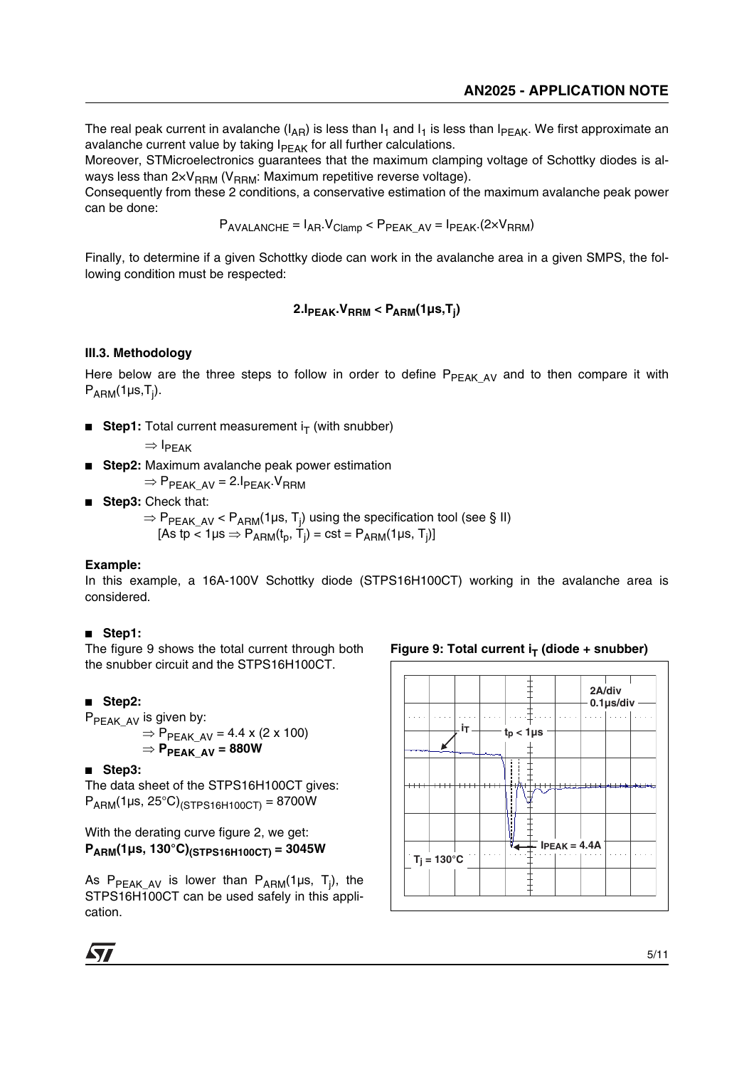The real peak current in avalanche ($I_{AR}$) is less than $I_1$ and $I_1$ is less than $I_{PEAK}$. We first approximate an avalanche current value by taking $I_{PEAK}$ for all further calculations.

Moreover, STMicroelectronics guarantees that the maximum clamping voltage of Schottky diodes is always less than $2 \times V_{RRM}$ ($V_{RRM}$: Maximum repetitive reverse voltage).

Consequently from these 2 conditions, a conservative estimation of the maximum avalanche peak power can be done:

$$P_{AVALANCHE} = I_{AR} \cdot V_{Clamp} < P_{PEAK\_AV} = I_{PEAK} \cdot (2 \times V_{RRM})$$

Finally, to determine if a given Schottky diode can work in the avalanche area in a given SMPS, the following condition must be respected:

$$\mathbf{2 \cdot I_{PEAK} \cdot V_{RRM} < P_{ARM}(1\mu s, T_j)}$$

### III.3. Methodology

Here below are the three steps to follow in order to define $P_{PEAK\_AV}$ and to then compare it with $P_{ARM}(1\mu s, T_j)$.

- **Step1:** Total current measurement $i_T$ (with snubber)
  $\Rightarrow I_{PEAK}$
- **Step2:** Maximum avalanche peak power estimation
  $\Rightarrow P_{PEAK\_AV} = 2 \cdot I_{PEAK} \cdot V_{RRM}$
- **Step3:** Check that:
  $\Rightarrow P_{PEAK\_AV} < P_{ARM}(1\mu s, T_j)$ using the specification tool (see § II)
  [As $t_p < 1\mu s \Rightarrow P_{ARM}(t_p, T_j) = cst = P_{ARM}(1\mu s, T_j)$]

**Example:**

In this example, a 16A-100V Schottky diode (STPS16H100CT) working in the avalanche area is considered.

- **Step1:**

The figure 9 shows the total current through both the snubber circuit and the STPS16H100CT.

**Figure 9: Total current $i_T$ (diode + snubber)**

- **Step2:**

$P_{PEAK\_AV}$ is given by:

$\Rightarrow P_{PEAK\_AV} = 4.4 \times (2 \times 100)$

$\Rightarrow \mathbf{P_{PEAK\_AV} = 880W}$

- **Step3:**

The data sheet of the STPS16H100CT gives:
$P_{ARM}(1\mu s, 25°C)_{(STPS16H100CT)} = 8700W$

With the derating curve figure 2, we get:
$\mathbf{P_{ARM}(1\mu s, 130°C)_{(STPS16H100CT)} = 3045W}$

As $P_{PEAK\_AV}$ is lower than $P_{ARM}(1\mu s, T_j)$, the STPS16H100CT can be used safely in this application.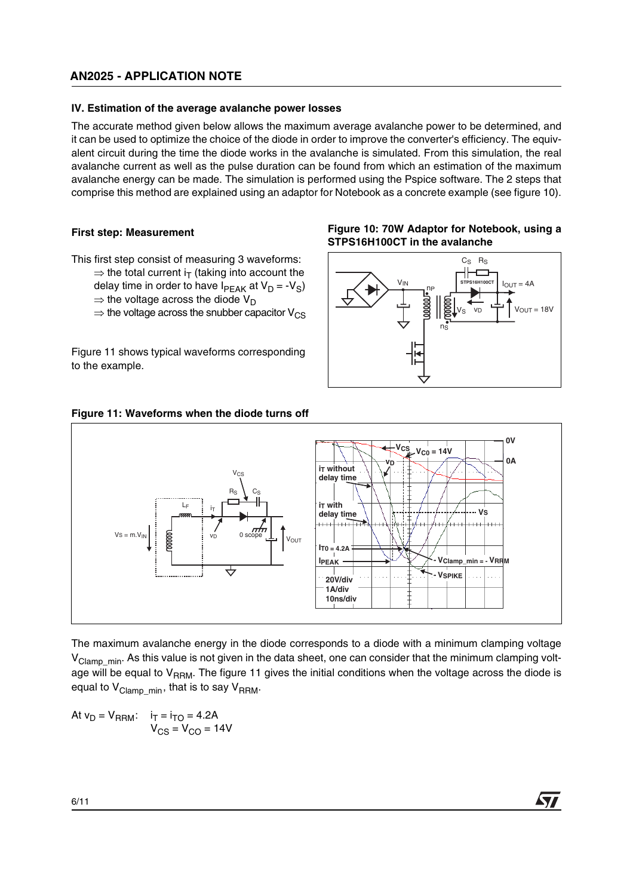## IV. Estimation of the average avalanche power losses

The accurate method given below allows the maximum average avalanche power to be determined, and it can be used to optimize the choice of the diode in order to improve the converter's efficiency. The equivalent circuit during the time the diode works in the avalanche is simulated. From this simulation, the real avalanche current as well as the pulse duration can be found from which an estimation of the maximum avalanche energy can be made. The simulation is performed using the Pspice software. The 2 steps that comprise this method are explained using an adaptor for Notebook as a concrete example (see figure 10).

### First step: Measurement

This first step consist of measuring 3 waveforms:

- ⇒ the total current $i_T$ (taking into account the delay time in order to have $I_{PEAK}$ at $V_D = -V_S$)
- ⇒ the voltage across the diode $V_D$
- ⇒ the voltage across the snubber capacitor $V_{CS}$

Figure 11 shows typical waveforms corresponding to the example.

**Figure 10: 70W Adaptor for Notebook, using a STPS16H100CT in the avalanche**

**Figure 11: Waveforms when the diode turns off**

The maximum avalanche energy in the diode corresponds to a diode with a minimum clamping voltage $V_{Clamp\_min}$. As this value is not given in the data sheet, one can consider that the minimum clamping voltage will be equal to $V_{RRM}$. The figure 11 gives the initial conditions when the voltage across the diode is equal to $V_{Clamp\_min}$, that is to say $V_{RRM}$.

At $v_D = V_{RRM}$: $i_T = i_{TO} = 4.2A$
$V_{CS} = V_{CO} = 14V$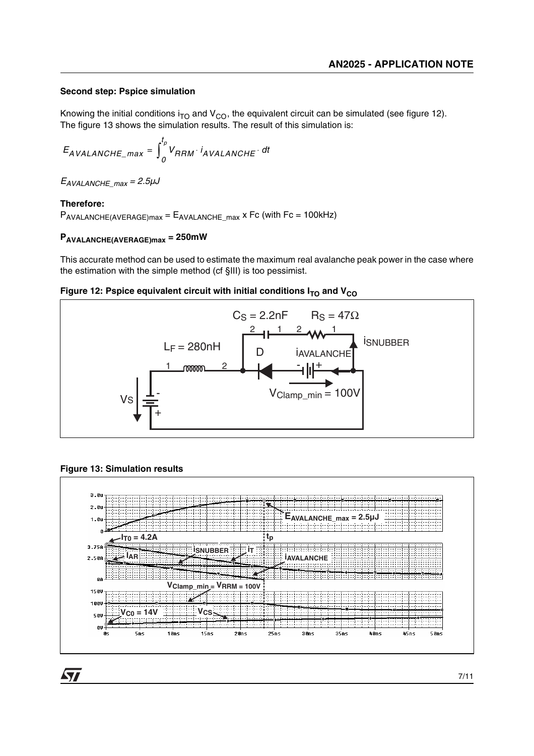**Second step: Pspice simulation**

Knowing the initial conditions $i_{TO}$ and $V_{CO}$, the equivalent circuit can be simulated (see figure 12). The figure 13 shows the simulation results. The result of this simulation is:

$$E_{AVALANCHE\_max} = \int_0^{t_p} V_{RRM} \cdot i_{AVALANCHE} \cdot dt$$

$E_{AVALANCHE\_max} = 2.5\mu J$

**Therefore:**

$P_{AVALANCHE(AVERAGE)max} = E_{AVALANCHE\_max} \times Fc$ (with Fc = 100kHz)

$\mathbf{P_{AVALANCHE(AVERAGE)max} = 250mW}$

This accurate method can be used to estimate the maximum real avalanche peak power in the case where the estimation with the simple method (cf §III) is too pessimist.

**Figure 12: Pspice equivalent circuit with initial conditions $I_{TO}$ and $V_{CO}$**

**Figure 13: Simulation results**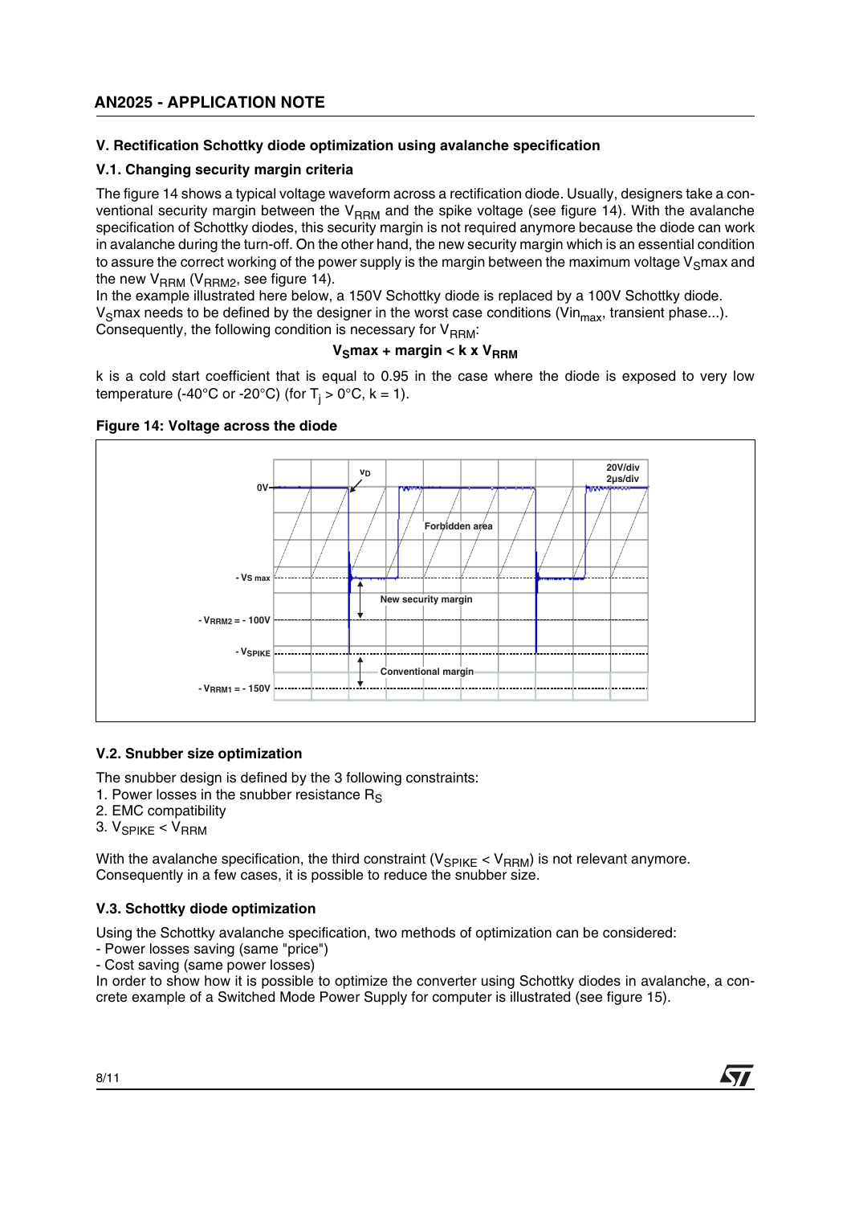## V. Rectification Schottky diode optimization using avalanche specification

### V.1. Changing security margin criteria

The figure 14 shows a typical voltage waveform across a rectification diode. Usually, designers take a conventional security margin between the $V_{RRM}$ and the spike voltage (see figure 14). With the avalanche specification of Schottky diodes, this security margin is not required anymore because the diode can work in avalanche during the turn-off. On the other hand, the new security margin which is an essential condition to assure the correct working of the power supply is the margin between the maximum voltage $V_S$max and the new $V_{RRM}$ ($V_{RRM2}$, see figure 14).

In the example illustrated here below, a 150V Schottky diode is replaced by a 100V Schottky diode. $V_S$max needs to be defined by the designer in the worst case conditions ($Vin_{max}$, transient phase...). Consequently, the following condition is necessary for $V_{RRM}$:

$$V_S\text{max} + \text{margin} < k \times V_{RRM}$$

k is a cold start coefficient that is equal to 0.95 in the case where the diode is exposed to very low temperature (-40°C or -20°C) (for $T_j > 0°C$, k = 1).

**Figure 14: Voltage across the diode**

### V.2. Snubber size optimization

The snubber design is defined by the 3 following constraints:

1. Power losses in the snubber resistance $R_S$
2. EMC compatibility
3. $V_{SPIKE} < V_{RRM}$

With the avalanche specification, the third constraint ($V_{SPIKE} < V_{RRM}$) is not relevant anymore. Consequently in a few cases, it is possible to reduce the snubber size.

### V.3. Schottky diode optimization

Using the Schottky avalanche specification, two methods of optimization can be considered:

- Power losses saving (same "price")
- Cost saving (same power losses)

In order to show how it is possible to optimize the converter using Schottky diodes in avalanche, a concrete example of a Switched Mode Power Supply for computer is illustrated (see figure 15).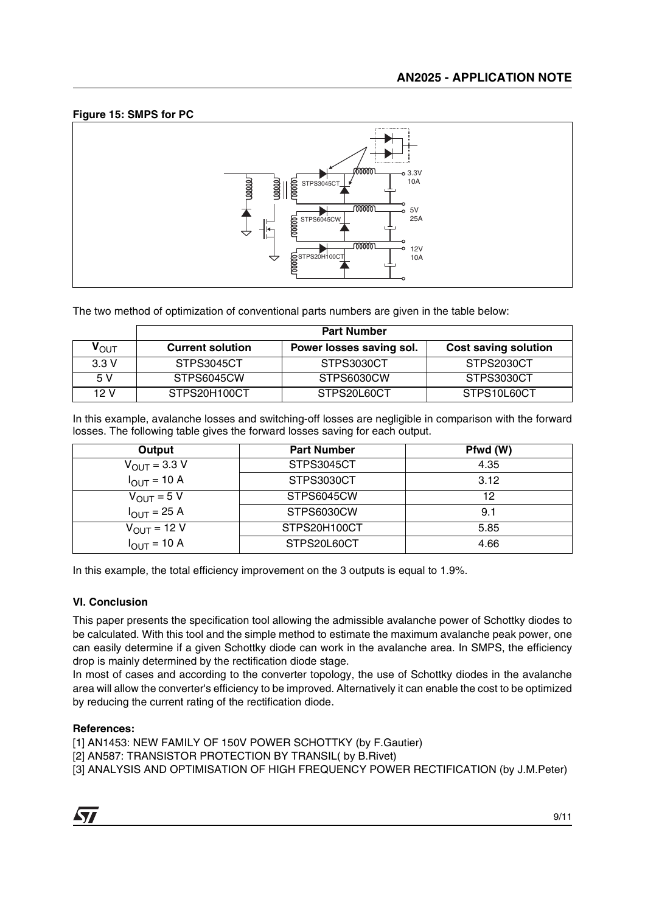**Figure 15: SMPS for PC**

The two method of optimization of conventional parts numbers are given in the table below:

| | Part Number | | |
|---|---|---|---|
| $V_{OUT}$ | **Current solution** | **Power losses saving sol.** | **Cost saving solution** |
| 3.3 V | STPS3045CT | STPS3030CT | STPS2030CT |
| 5 V | STPS6045CW | STPS6030CW | STPS3030CT |
| 12 V | STPS20H100CT | STPS20L60CT | STPS10L60CT |

In this example, avalanche losses and switching-off losses are negligible in comparison with the forward losses. The following table gives the forward losses saving for each output.

| Output | Part Number | Pfwd (W) |
|---|---|---|
| $V_{OUT}$ = 3.3 V | STPS3045CT | 4.35 |
| $I_{OUT}$ = 10 A | STPS3030CT | 3.12 |
| $V_{OUT}$ = 5 V | STPS6045CW | 12 |
| $I_{OUT}$ = 25 A | STPS6030CW | 9.1 |
| $V_{OUT}$ = 12 V | STPS20H100CT | 5.85 |
| $I_{OUT}$ = 10 A | STPS20L60CT | 4.66 |

In this example, the total efficiency improvement on the 3 outputs is equal to 1.9%.

### VI. Conclusion

This paper presents the specification tool allowing the admissible avalanche power of Schottky diodes to be calculated. With this tool and the simple method to estimate the maximum avalanche peak power, one can easily determine if a given Schottky diode can work in the avalanche area. In SMPS, the efficiency drop is mainly determined by the rectification diode stage.

In most of cases and according to the converter topology, the use of Schottky diodes in the avalanche area will allow the converter's efficiency to be improved. Alternatively it can enable the cost to be optimized by reducing the current rating of the rectification diode.

**References:**

[1] AN1453: NEW FAMILY OF 150V POWER SCHOTTKY (by F.Gautier)

[2] AN587: TRANSISTOR PROTECTION BY TRANSIL( by B.Rivet)

[3] ANALYSIS AND OPTIMISATION OF HIGH FREQUENCY POWER RECTIFICATION (by J.M.Peter)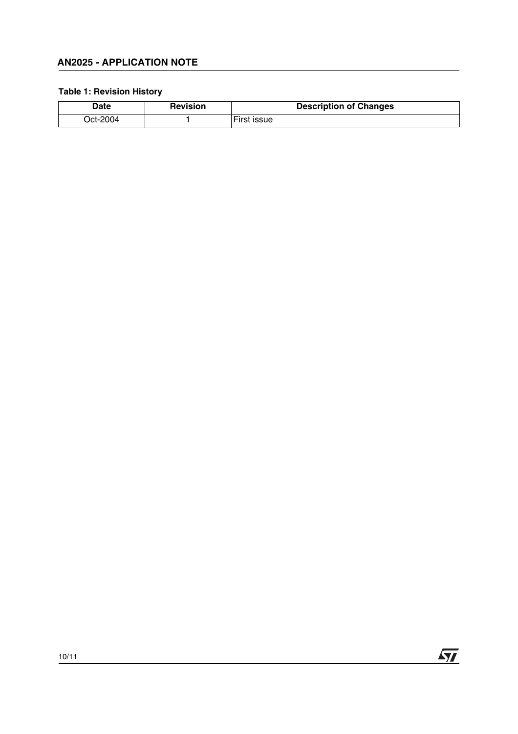**Table 1: Revision History**

| Date | Revision | Description of Changes |
| --- | --- | --- |
| Oct-2004 | 1 | First issue |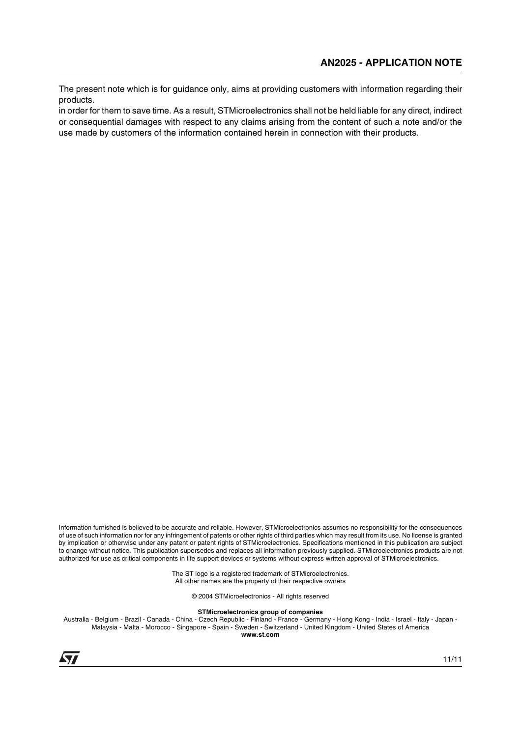The present note which is for guidance only, aims at providing customers with information regarding their products.
in order for them to save time. As a result, STMicroelectronics shall not be held liable for any direct, indirect or consequential damages with respect to any claims arising from the content of such a note and/or the use made by customers of the information contained herein in connection with their products.

Information furnished is believed to be accurate and reliable. However, STMicroelectronics assumes no responsibility for the consequences of use of such information nor for any infringement of patents or other rights of third parties which may result from its use. No license is granted by implication or otherwise under any patent or patent rights of STMicroelectronics. Specifications mentioned in this publication are subject to change without notice. This publication supersedes and replaces all information previously supplied. STMicroelectronics products are not authorized for use as critical components in life support devices or systems without express written approval of STMicroelectronics.

The ST logo is a registered trademark of STMicroelectronics.
All other names are the property of their respective owners

© 2004 STMicroelectronics - All rights reserved

**STMicroelectronics group of companies**

Australia - Belgium - Brazil - Canada - China - Czech Republic - Finland - France - Germany - Hong Kong - India - Israel - Italy - Japan - Malaysia - Malta - Morocco - Singapore - Spain - Sweden - Switzerland - United Kingdom - United States of America

**www.st.com**